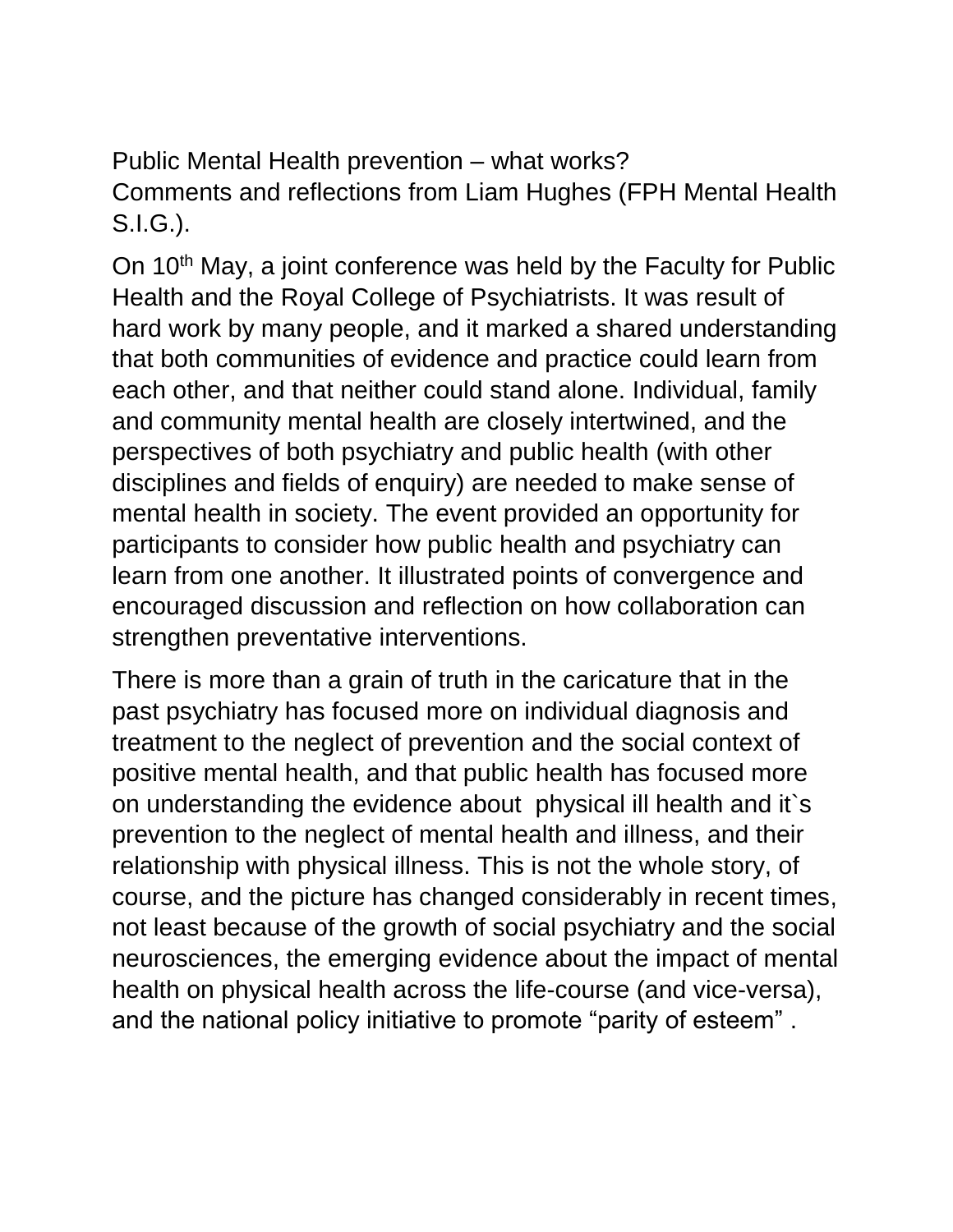# Public Mental Health prevention – what works?

Comments and reflections from Liam Hughes (FPH Mental Health S.I.G.).

On 10th May, a joint conference was held by the Faculty for Public Health and the Royal College of Psychiatrists. It was result of hard work by many people, and it marked a shared understanding that both communities of evidence and practice could learn from each other, and that neither could stand alone. Individual, family and community mental health are closely intertwined, and the perspectives of both psychiatry and public health (with other disciplines and fields of enquiry) are needed to make sense of mental health in society. The event provided an opportunity for participants to consider how public health and psychiatry can learn from one another. It illustrated points of convergence and encouraged discussion and reflection on how collaboration can strengthen preventative interventions.

There is more than a grain of truth in the caricature that in the past psychiatry has focused more on individual diagnosis and treatment to the neglect of prevention and the social context of positive mental health, and that public health has focused more on understanding the evidence about physical ill health and it`s prevention to the neglect of mental health and illness, and their relationship with physical illness. This is not the whole story, of course, and the picture has changed considerably in recent times, not least because of the growth of social psychiatry and the social neurosciences, the emerging evidence about the impact of mental health on physical health across the life-course (and vice-versa), and the national policy initiative to promote "parity of esteem" .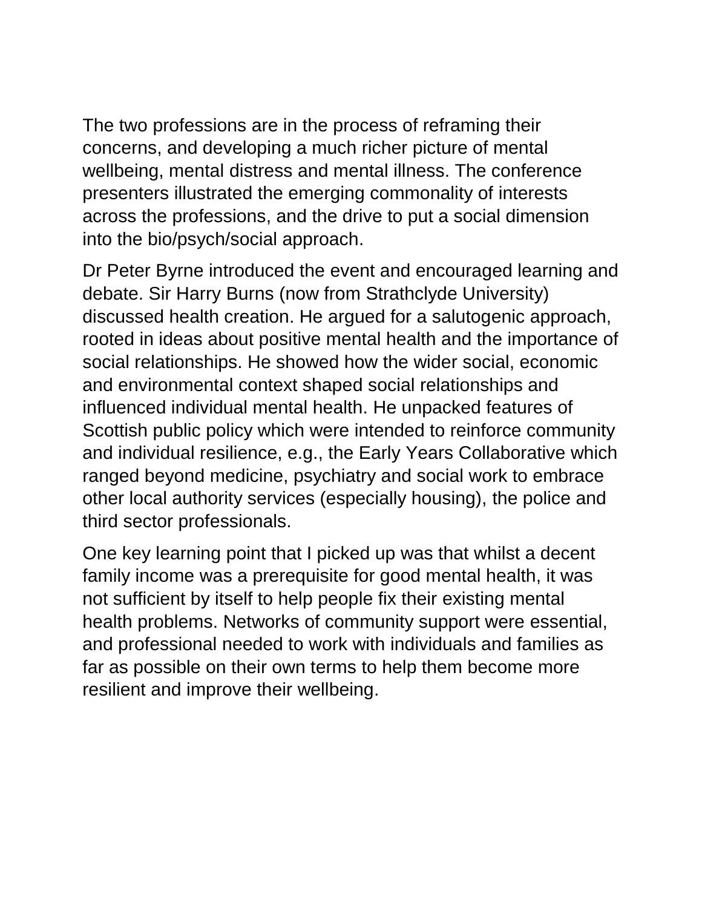The two professions are in the process of reframing their concerns, and developing a much richer picture of mental wellbeing, mental distress and mental illness. The conference presenters illustrated the emerging commonality of interests across the professions, and the drive to put a social dimension into the bio/psych/social approach.

Dr Peter Byrne introduced the event and encouraged learning and debate. Sir Harry Burns (now from Strathclyde University) discussed health creation. He argued for a salutogenic approach, rooted in ideas about positive mental health and the importance of social relationships. He showed how the wider social, economic and environmental context shaped social relationships and influenced individual mental health. He unpacked features of Scottish public policy which were intended to reinforce community and individual resilience, e.g., the Early Years Collaborative which ranged beyond medicine, psychiatry and social work to embrace other local authority services (especially housing), the police and third sector professionals.

One key learning point that I picked up was that whilst a decent family income was a prerequisite for good mental health, it was not sufficient by itself to help people fix their existing mental health problems. Networks of community support were essential, and professional needed to work with individuals and families as far as possible on their own terms to help them become more resilient and improve their wellbeing.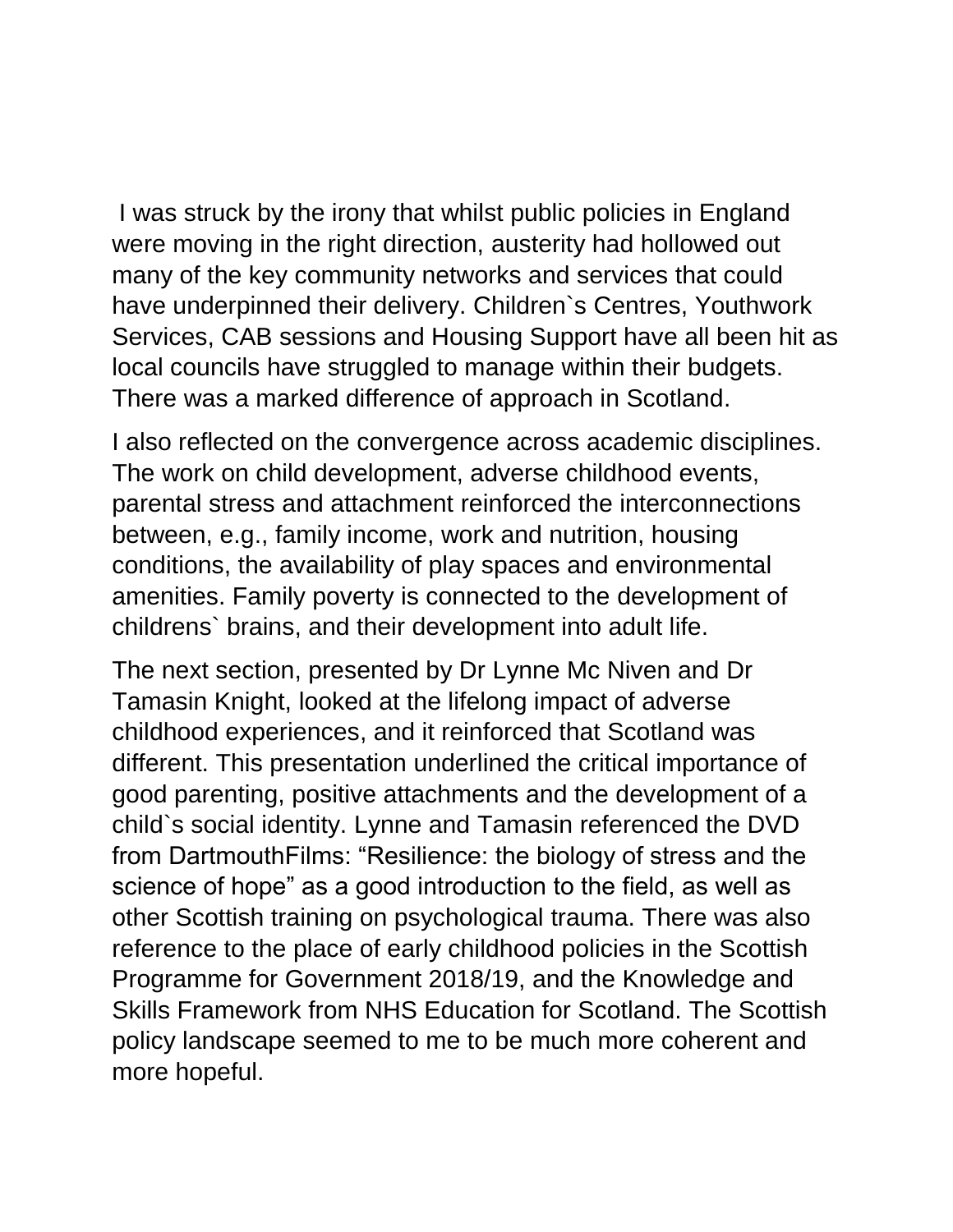I was struck by the irony that whilst public policies in England were moving in the right direction, austerity had hollowed out many of the key community networks and services that could have underpinned their delivery. Children`s Centres, Youthwork Services, CAB sessions and Housing Support have all been hit as local councils have struggled to manage within their budgets. There was a marked difference of approach in Scotland.

I also reflected on the convergence across academic disciplines. The work on child development, adverse childhood events, parental stress and attachment reinforced the interconnections between, e.g., family income, work and nutrition, housing conditions, the availability of play spaces and environmental amenities. Family poverty is connected to the development of childrens` brains, and their development into adult life.

The next section, presented by Dr Lynne Mc Niven and Dr Tamasin Knight, looked at the lifelong impact of adverse childhood experiences, and it reinforced that Scotland was different. This presentation underlined the critical importance of good parenting, positive attachments and the development of a child`s social identity. Lynne and Tamasin referenced the DVD from DartmouthFilms: "Resilience: the biology of stress and the science of hope" as a good introduction to the field, as well as other Scottish training on psychological trauma. There was also reference to the place of early childhood policies in the Scottish Programme for Government 2018/19, and the Knowledge and Skills Framework from NHS Education for Scotland. The Scottish policy landscape seemed to me to be much more coherent and more hopeful.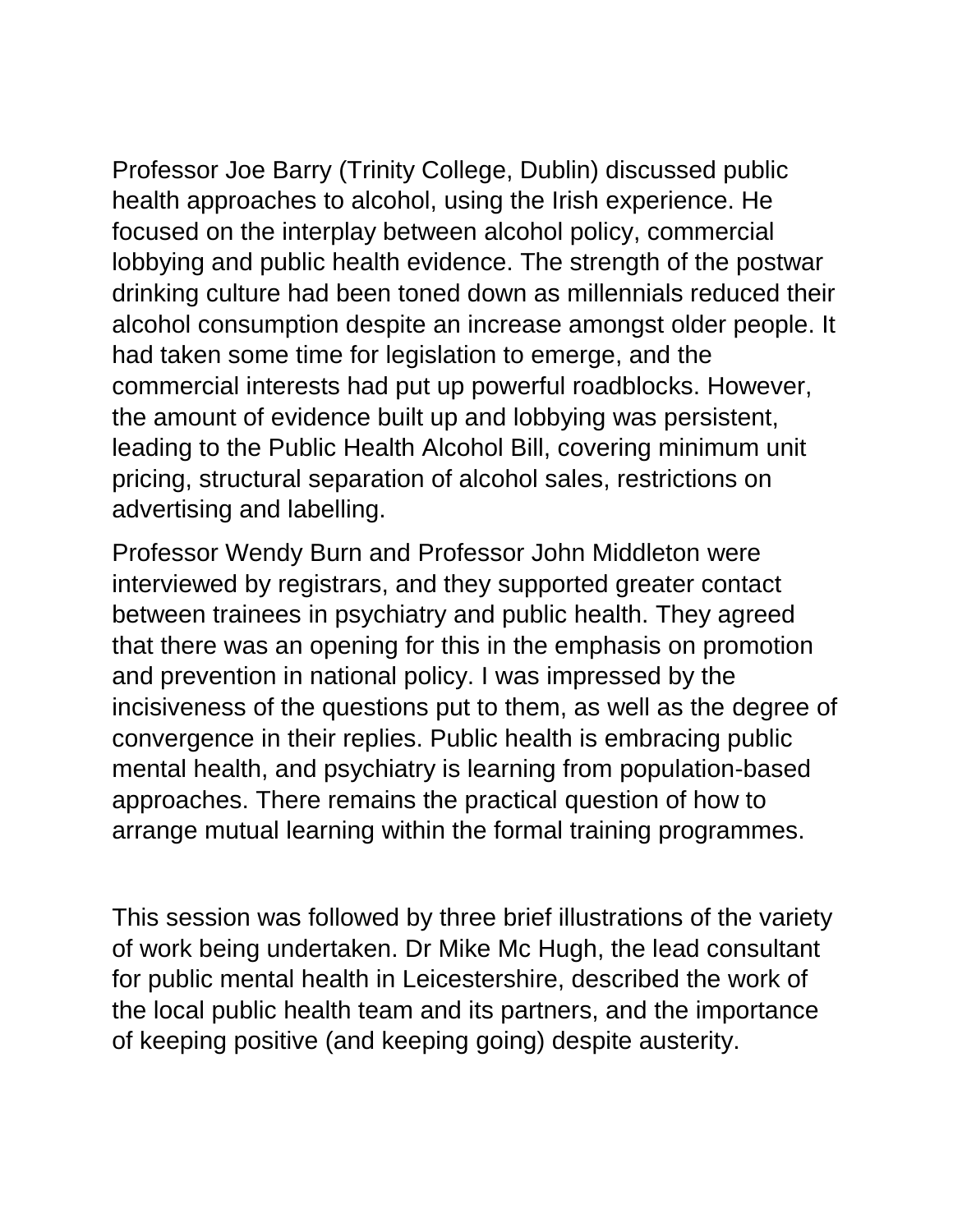Professor Joe Barry (Trinity College, Dublin) discussed public health approaches to alcohol, using the Irish experience. He focused on the interplay between alcohol policy, commercial lobbying and public health evidence. The strength of the postwar drinking culture had been toned down as millennials reduced their alcohol consumption despite an increase amongst older people. It had taken some time for legislation to emerge, and the commercial interests had put up powerful roadblocks. However, the amount of evidence built up and lobbying was persistent, leading to the Public Health Alcohol Bill, covering minimum unit pricing, structural separation of alcohol sales, restrictions on advertising and labelling.

Professor Wendy Burn and Professor John Middleton were interviewed by registrars, and they supported greater contact between trainees in psychiatry and public health. They agreed that there was an opening for this in the emphasis on promotion and prevention in national policy. I was impressed by the incisiveness of the questions put to them, as well as the degree of convergence in their replies. Public health is embracing public mental health, and psychiatry is learning from population-based approaches. There remains the practical question of how to arrange mutual learning within the formal training programmes.

This session was followed by three brief illustrations of the variety of work being undertaken. Dr Mike Mc Hugh, the lead consultant for public mental health in Leicestershire, described the work of the local public health team and its partners, and the importance of keeping positive (and keeping going) despite austerity.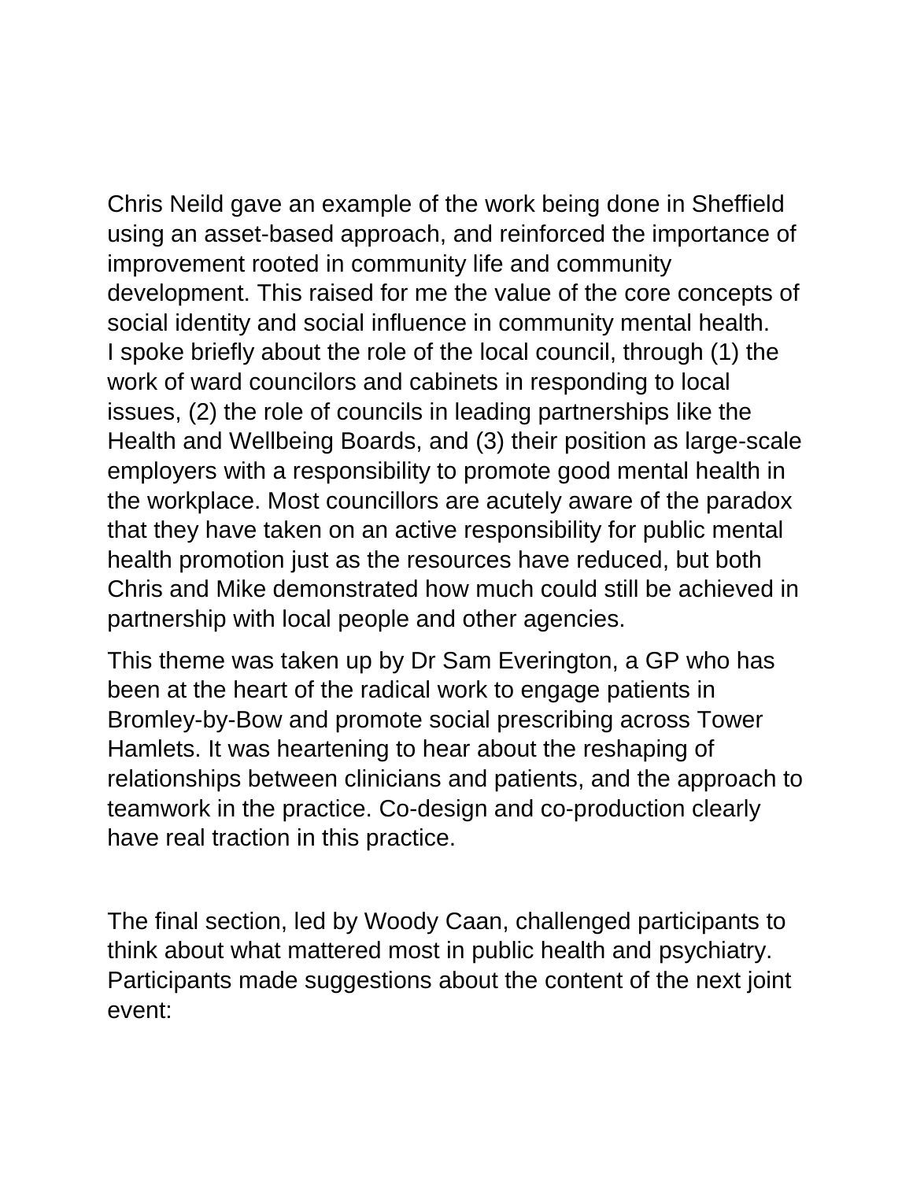Chris Neild gave an example of the work being done in Sheffield using an asset-based approach, and reinforced the importance of improvement rooted in community life and community development. This raised for me the value of the core concepts of social identity and social influence in community mental health. I spoke briefly about the role of the local council, through (1) the work of ward councilors and cabinets in responding to local issues, (2) the role of councils in leading partnerships like the Health and Wellbeing Boards, and (3) their position as large-scale employers with a responsibility to promote good mental health in the workplace. Most councillors are acutely aware of the paradox that they have taken on an active responsibility for public mental health promotion just as the resources have reduced, but both Chris and Mike demonstrated how much could still be achieved in partnership with local people and other agencies.

This theme was taken up by Dr Sam Everington, a GP who has been at the heart of the radical work to engage patients in Bromley-by-Bow and promote social prescribing across Tower Hamlets. It was heartening to hear about the reshaping of relationships between clinicians and patients, and the approach to teamwork in the practice. Co-design and co-production clearly have real traction in this practice.

The final section, led by Woody Caan, challenged participants to think about what mattered most in public health and psychiatry. Participants made suggestions about the content of the next joint event: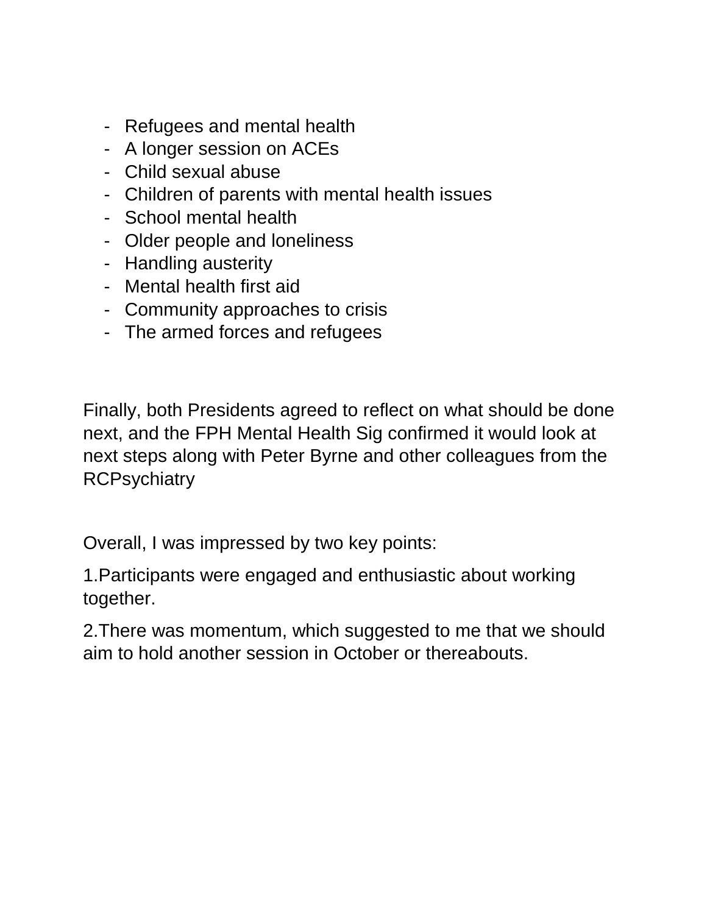- Refugees and mental health
- A longer session on ACEs
- Child sexual abuse
- Children of parents with mental health issues
- School mental health
- Older people and loneliness
- Handling austerity
- Mental health first aid
- Community approaches to crisis
- The armed forces and refugees

Finally, both Presidents agreed to reflect on what should be done next, and the FPH Mental Health Sig confirmed it would look at next steps along with Peter Byrne and other colleagues from the RCPsychiatry

Overall, I was impressed by two key points:

1.Participants were engaged and enthusiastic about working together.

2.There was momentum, which suggested to me that we should aim to hold another session in October or thereabouts.